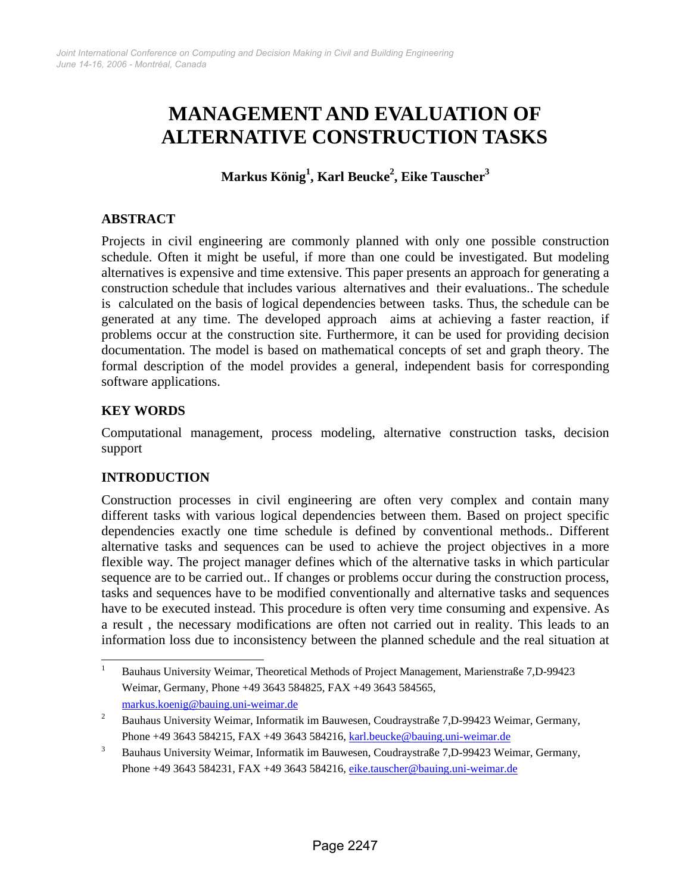# MANAGEMENT AND EVALUATION OF ALTERNATIVE CONSTRUCTION TASKS

**Markus König[1], Karl Beucke[2], Eike Tauscher[3]**

## ABSTRACT

Projects in civil engineering are commonly planned with only one possible construction schedule. Often it might be useful, if more than one could be investigated. But modeling alternatives is expensive and time extensive. This paper presents an approach for generating a construction schedule that includes various alternatives and their evaluations.. The schedule is calculated on the basis of logical dependencies between tasks. Thus, the schedule can be generated at any time. The developed approach aims at achieving a faster reaction, if problems occur at the construction site. Furthermore, it can be used for providing decision documentation. The model is based on mathematical concepts of set and graph theory. The formal description of the model provides a general, independent basis for corresponding software applications.

## KEY WORDS

Computational management, process modeling, alternative construction tasks, decision support

## INTRODUCTION

Construction processes in civil engineering are often very complex and contain many different tasks with various logical dependencies between them. Based on project specific dependencies exactly one time schedule is defined by conventional methods.. Different alternative tasks and sequences can be used to achieve the project objectives in a more flexible way. The project manager defines which of the alternative tasks in which particular sequence are to be carried out.. If changes or problems occur during the construction process, tasks and sequences have to be modified conventionally and alternative tasks and sequences have to be executed instead. This procedure is often very time consuming and expensive. As a result , the necessary modifications are often not carried out in reality. This leads to an information loss due to inconsistency between the planned schedule and the real situation at

---

[1] Bauhaus University Weimar, Theoretical Methods of Project Management, Marienstraße 7,D-99423 Weimar, Germany, Phone +49 3643 584825, FAX +49 3643 584565, markus.koenig@bauing.uni-weimar.de

[2] Bauhaus University Weimar, Informatik im Bauwesen, Coudraystraße 7,D-99423 Weimar, Germany, Phone +49 3643 584215, FAX +49 3643 584216, karl.beucke@bauing.uni-weimar.de

[3] Bauhaus University Weimar, Informatik im Bauwesen, Coudraystraße 7,D-99423 Weimar, Germany, Phone +49 3643 584231, FAX +49 3643 584216, eike.tauscher@bauing.uni-weimar.de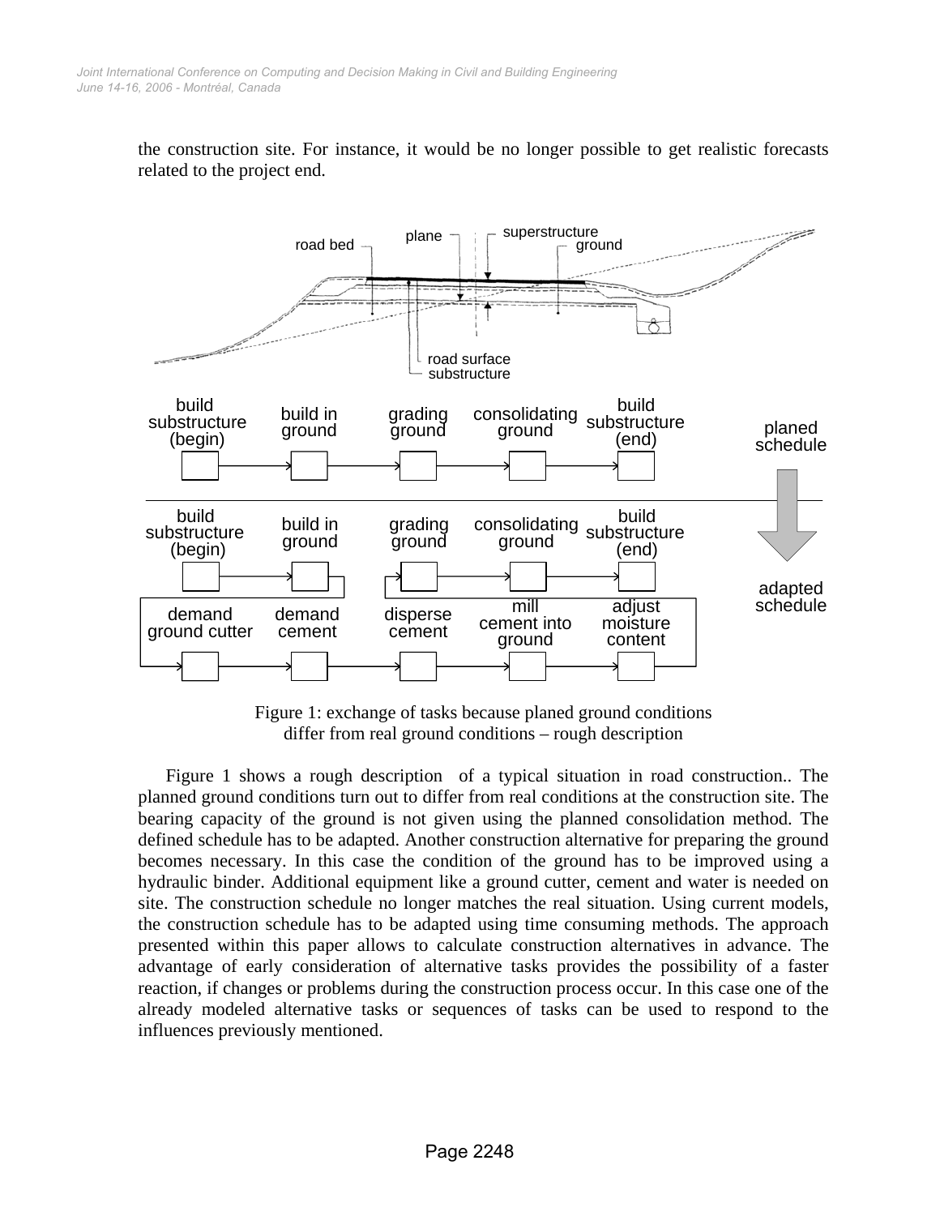the construction site. For instance, it would be no longer possible to get realistic forecasts related to the project end.

Figure 1: exchange of tasks because planed ground conditions differ from real ground conditions – rough description

Figure 1 shows a rough description of a typical situation in road construction.. The planned ground conditions turn out to differ from real conditions at the construction site. The bearing capacity of the ground is not given using the planned consolidation method. The defined schedule has to be adapted. Another construction alternative for preparing the ground becomes necessary. In this case the condition of the ground has to be improved using a hydraulic binder. Additional equipment like a ground cutter, cement and water is needed on site. The construction schedule no longer matches the real situation. Using current models, the construction schedule has to be adapted using time consuming methods. The approach presented within this paper allows to calculate construction alternatives in advance. The advantage of early consideration of alternative tasks provides the possibility of a faster reaction, if changes or problems during the construction process occur. In this case one of the already modeled alternative tasks or sequences of tasks can be used to respond to the influences previously mentioned.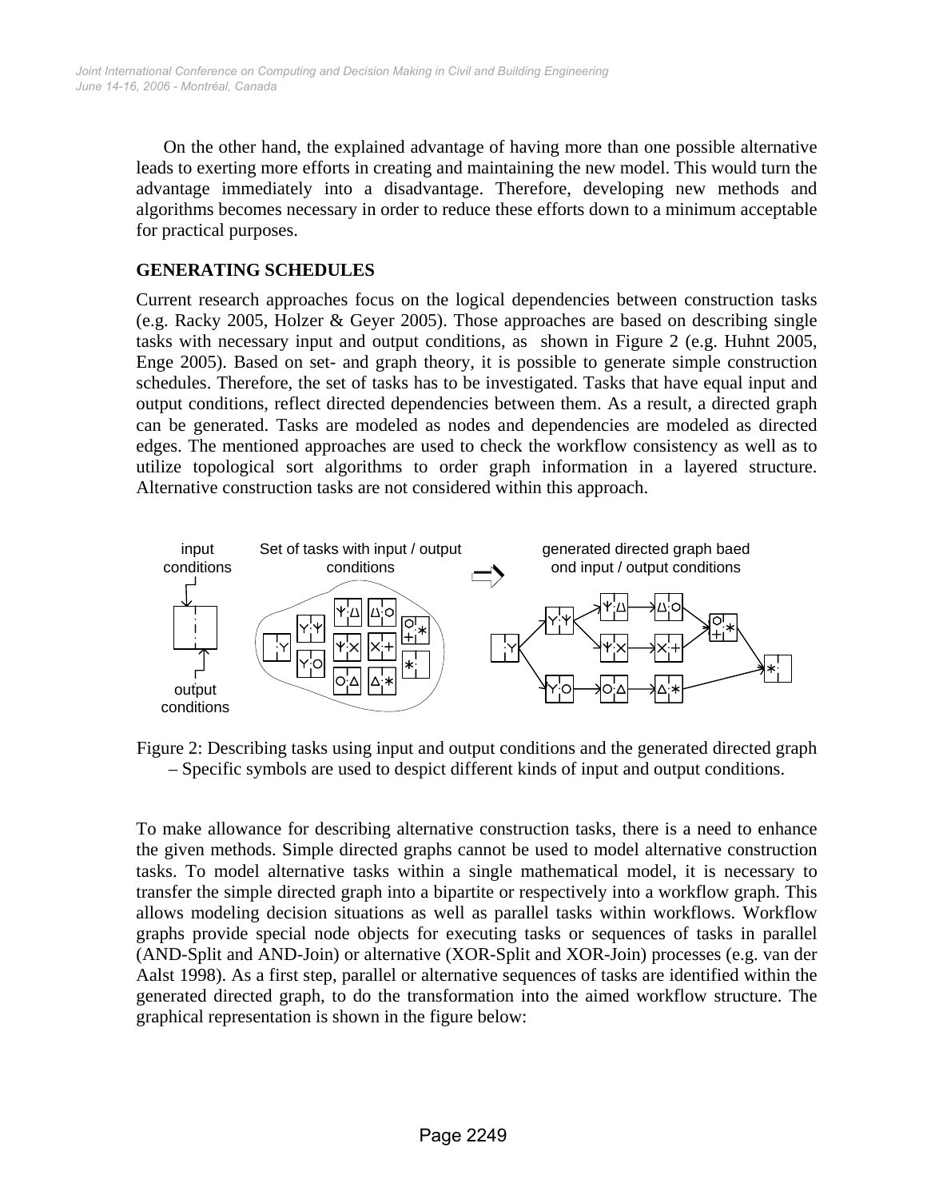On the other hand, the explained advantage of having more than one possible alternative leads to exerting more efforts in creating and maintaining the new model. This would turn the advantage immediately into a disadvantage. Therefore, developing new methods and algorithms becomes necessary in order to reduce these efforts down to a minimum acceptable for practical purposes.

## GENERATING SCHEDULES

Current research approaches focus on the logical dependencies between construction tasks (e.g. Racky 2005, Holzer & Geyer 2005). Those approaches are based on describing single tasks with necessary input and output conditions, as shown in Figure 2 (e.g. Huhnt 2005, Enge 2005). Based on set- and graph theory, it is possible to generate simple construction schedules. Therefore, the set of tasks has to be investigated. Tasks that have equal input and output conditions, reflect directed dependencies between them. As a result, a directed graph can be generated. Tasks are modeled as nodes and dependencies are modeled as directed edges. The mentioned approaches are used to check the workflow consistency as well as to utilize topological sort algorithms to order graph information in a layered structure. Alternative construction tasks are not considered within this approach.

Figure 2: Describing tasks using input and output conditions and the generated directed graph – Specific symbols are used to despict different kinds of input and output conditions.

To make allowance for describing alternative construction tasks, there is a need to enhance the given methods. Simple directed graphs cannot be used to model alternative construction tasks. To model alternative tasks within a single mathematical model, it is necessary to transfer the simple directed graph into a bipartite or respectively into a workflow graph. This allows modeling decision situations as well as parallel tasks within workflows. Workflow graphs provide special node objects for executing tasks or sequences of tasks in parallel (AND-Split and AND-Join) or alternative (XOR-Split and XOR-Join) processes (e.g. van der Aalst 1998). As a first step, parallel or alternative sequences of tasks are identified within the generated directed graph, to do the transformation into the aimed workflow structure. The graphical representation is shown in the figure below: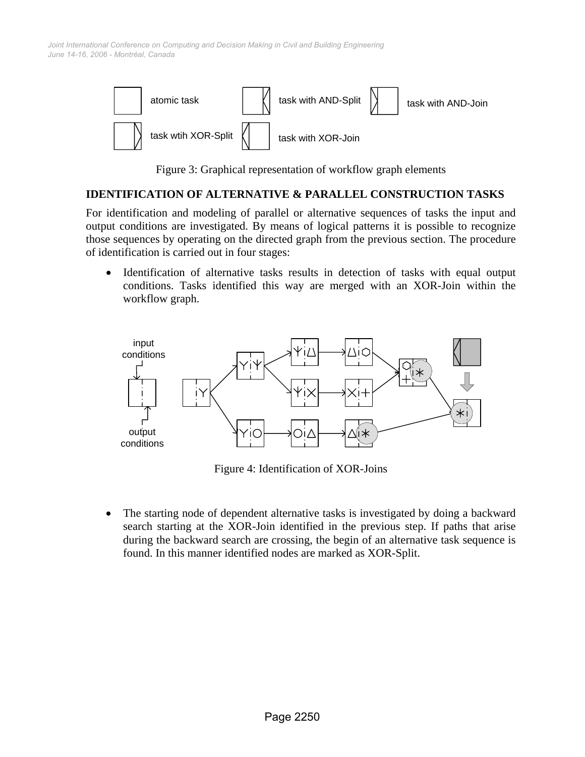Figure 3: Graphical representation of workflow graph elements

## IDENTIFICATION OF ALTERNATIVE & PARALLEL CONSTRUCTION TASKS

For identification and modeling of parallel or alternative sequences of tasks the input and output conditions are investigated. By means of logical patterns it is possible to recognize those sequences by operating on the directed graph from the previous section. The procedure of identification is carried out in four stages:

- Identification of alternative tasks results in detection of tasks with equal output conditions. Tasks identified this way are merged with an XOR-Join within the workflow graph.

Figure 4: Identification of XOR-Joins

- The starting node of dependent alternative tasks is investigated by doing a backward search starting at the XOR-Join identified in the previous step. If paths that arise during the backward search are crossing, the begin of an alternative task sequence is found. In this manner identified nodes are marked as XOR-Split.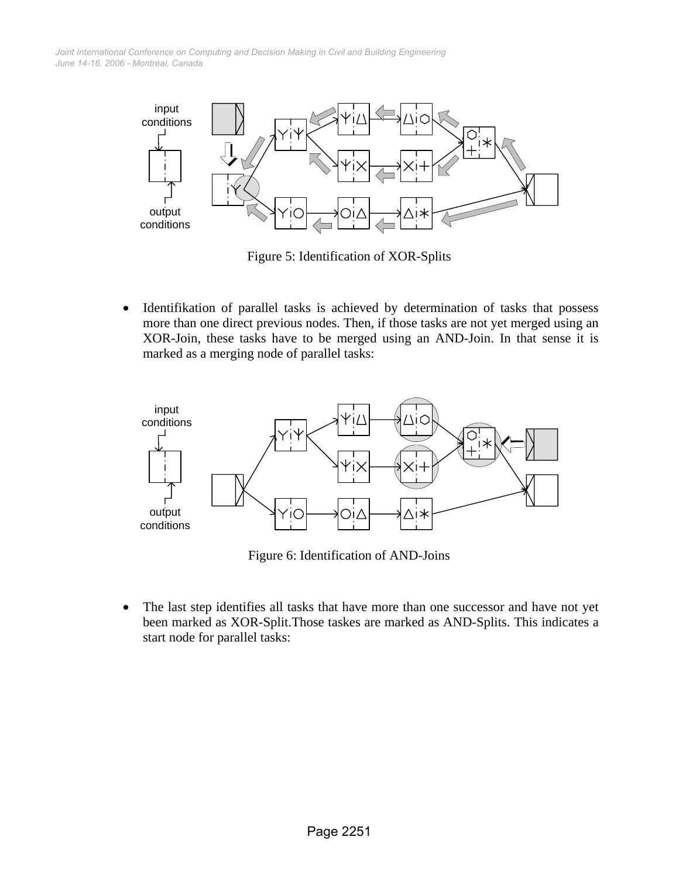Figure 5: Identification of XOR-Splits

- Identifikation of parallel tasks is achieved by determination of tasks that possess more than one direct previous nodes. Then, if those tasks are not yet merged using an XOR-Join, these tasks have to be merged using an AND-Join. In that sense it is marked as a merging node of parallel tasks:

Figure 6: Identification of AND-Joins

- The last step identifies all tasks that have more than one successor and have not yet been marked as XOR-Split.Those taskes are marked as AND-Splits. This indicates a start node for parallel tasks: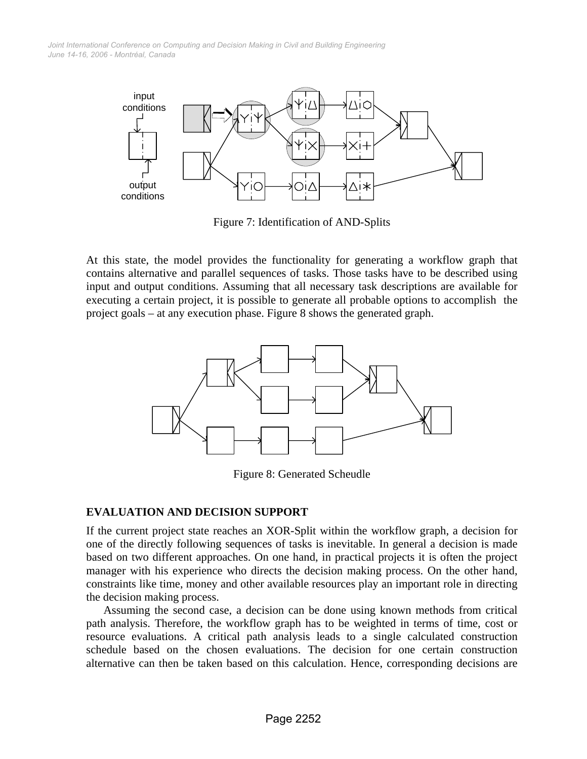Figure 7: Identification of AND-Splits

At this state, the model provides the functionality for generating a workflow graph that contains alternative and parallel sequences of tasks. Those tasks have to be described using input and output conditions. Assuming that all necessary task descriptions are available for executing a certain project, it is possible to generate all probable options to accomplish the project goals – at any execution phase. Figure 8 shows the generated graph.

Figure 8: Generated Scheudle

## EVALUATION AND DECISION SUPPORT

If the current project state reaches an XOR-Split within the workflow graph, a decision for one of the directly following sequences of tasks is inevitable. In general a decision is made based on two different approaches. On one hand, in practical projects it is often the project manager with his experience who directs the decision making process. On the other hand, constraints like time, money and other available resources play an important role in directing the decision making process.

Assuming the second case, a decision can be done using known methods from critical path analysis. Therefore, the workflow graph has to be weighted in terms of time, cost or resource evaluations. A critical path analysis leads to a single calculated construction schedule based on the chosen evaluations. The decision for one certain construction alternative can then be taken based on this calculation. Hence, corresponding decisions are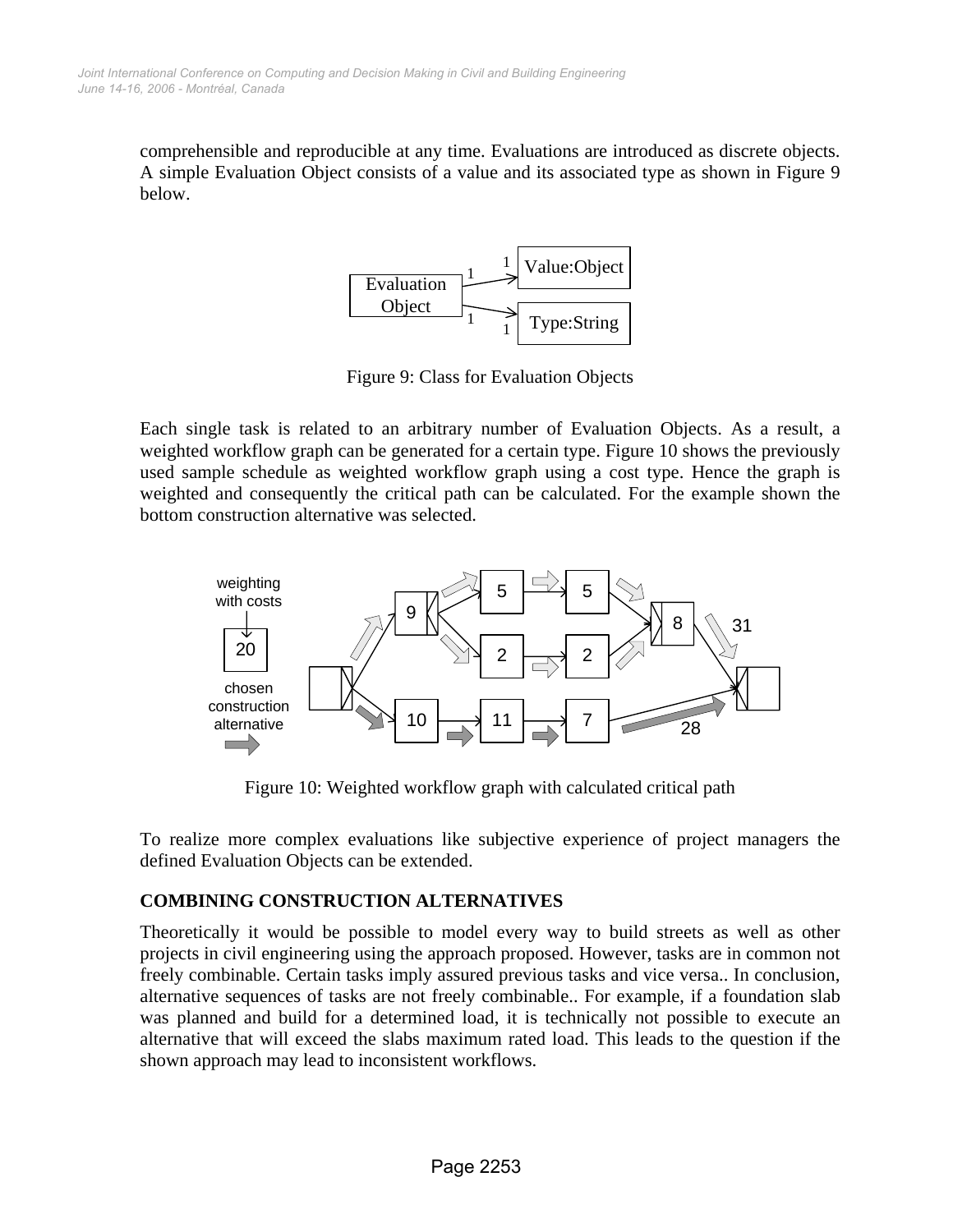comprehensible and reproducible at any time. Evaluations are introduced as discrete objects. A simple Evaluation Object consists of a value and its associated type as shown in Figure 9 below.

Figure 9: Class for Evaluation Objects

Each single task is related to an arbitrary number of Evaluation Objects. As a result, a weighted workflow graph can be generated for a certain type. Figure 10 shows the previously used sample schedule as weighted workflow graph using a cost type. Hence the graph is weighted and consequently the critical path can be calculated. For the example shown the bottom construction alternative was selected.

Figure 10: Weighted workflow graph with calculated critical path

To realize more complex evaluations like subjective experience of project managers the defined Evaluation Objects can be extended.

## COMBINING CONSTRUCTION ALTERNATIVES

Theoretically it would be possible to model every way to build streets as well as other projects in civil engineering using the approach proposed. However, tasks are in common not freely combinable. Certain tasks imply assured previous tasks and vice versa.. In conclusion, alternative sequences of tasks are not freely combinable.. For example, if a foundation slab was planned and build for a determined load, it is technically not possible to execute an alternative that will exceed the slabs maximum rated load. This leads to the question if the shown approach may lead to inconsistent workflows.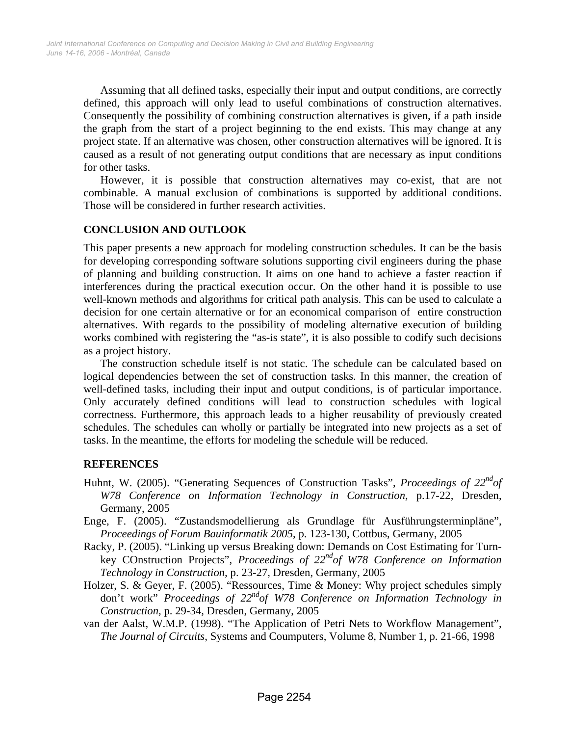Assuming that all defined tasks, especially their input and output conditions, are correctly defined, this approach will only lead to useful combinations of construction alternatives. Consequently the possibility of combining construction alternatives is given, if a path inside the graph from the start of a project beginning to the end exists. This may change at any project state. If an alternative was chosen, other construction alternatives will be ignored. It is caused as a result of not generating output conditions that are necessary as input conditions for other tasks.

However, it is possible that construction alternatives may co-exist, that are not combinable. A manual exclusion of combinations is supported by additional conditions. Those will be considered in further research activities.

## CONCLUSION AND OUTLOOK

This paper presents a new approach for modeling construction schedules. It can be the basis for developing corresponding software solutions supporting civil engineers during the phase of planning and building construction. It aims on one hand to achieve a faster reaction if interferences during the practical execution occur. On the other hand it is possible to use well-known methods and algorithms for critical path analysis. This can be used to calculate a decision for one certain alternative or for an economical comparison of entire construction alternatives. With regards to the possibility of modeling alternative execution of building works combined with registering the "as-is state", it is also possible to codify such decisions as a project history.

The construction schedule itself is not static. The schedule can be calculated based on logical dependencies between the set of construction tasks. In this manner, the creation of well-defined tasks, including their input and output conditions, is of particular importance. Only accurately defined conditions will lead to construction schedules with logical correctness. Furthermore, this approach leads to a higher reusability of previously created schedules. The schedules can wholly or partially be integrated into new projects as a set of tasks. In the meantime, the efforts for modeling the schedule will be reduced.

## REFERENCES

Huhnt, W. (2005). "Generating Sequences of Construction Tasks", *Proceedings of 22nd of W78 Conference on Information Technology in Construction,* p.17-22, Dresden, Germany, 2005

Enge, F. (2005). "Zustandsmodellierung als Grundlage für Ausführungsterminpläne", *Proceedings of Forum Bauinformatik 2005*, p. 123-130, Cottbus, Germany, 2005

Racky, P. (2005). "Linking up versus Breaking down: Demands on Cost Estimating for Turn-key COnstruction Projects", *Proceedings of 22nd of W78 Conference on Information Technology in Construction*, p. 23-27, Dresden, Germany, 2005

Holzer, S. & Geyer, F. (2005). "Ressources, Time & Money: Why project schedules simply don't work" *Proceedings of 22nd of W78 Conference on Information Technology in Construction*, p. 29-34, Dresden, Germany, 2005

van der Aalst, W.M.P. (1998). "The Application of Petri Nets to Workflow Management", *The Journal of Circuits*, Systems and Coumputers, Volume 8, Number 1, p. 21-66, 1998